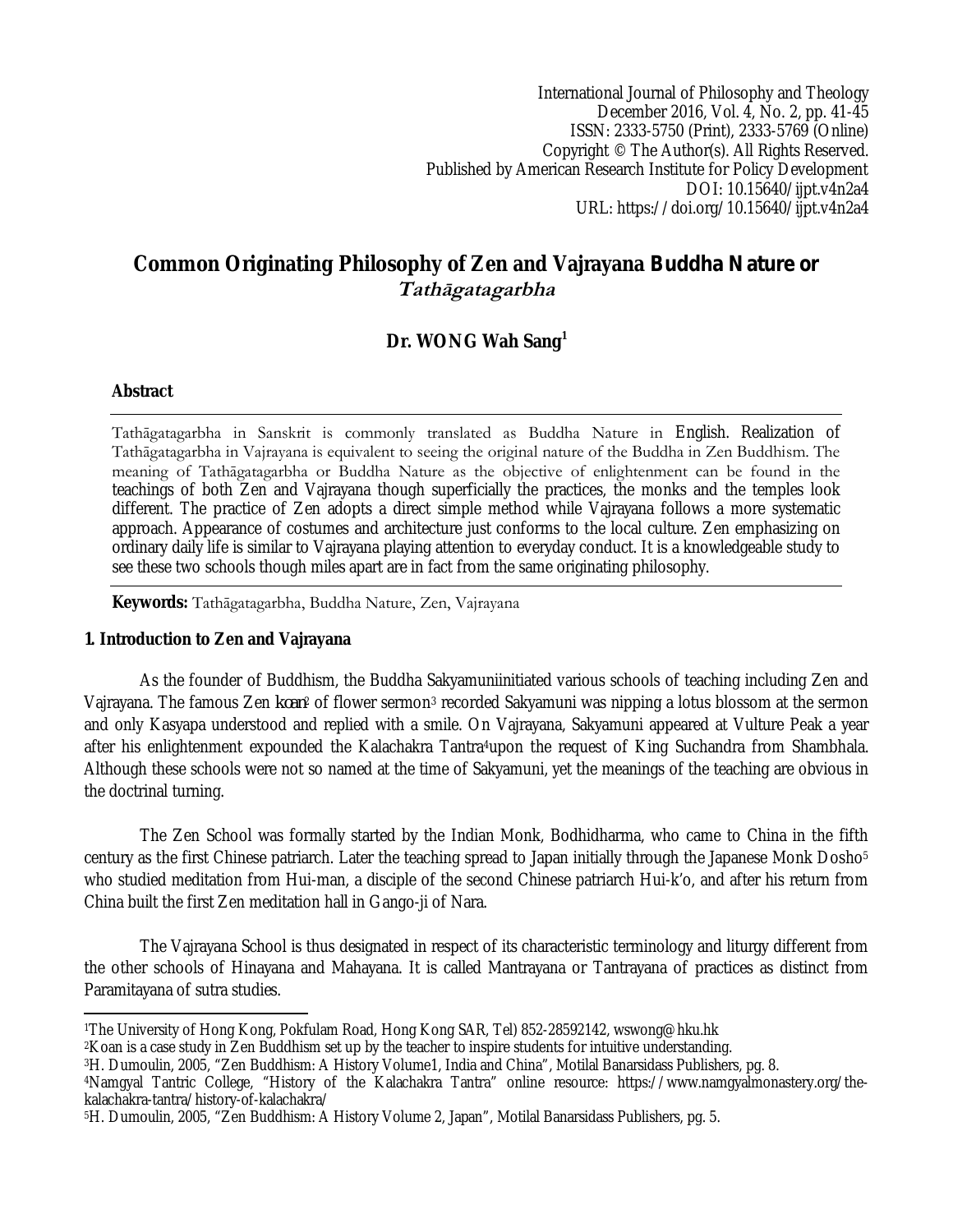International Journal of Philosophy and Theology
December 2016, Vol. 4, No. 2, pp. 41-45
ISSN: 2333-5750 (Print), 2333-5769 (Online)
Copyright © The Author(s). All Rights Reserved.
Published by American Research Institute for Policy Development
DOI: 10.15640/ijpt.v4n2a4
URL: https://doi.org/10.15640/ijpt.v4n2a4

# Common Originating Philosophy of Zen and Vajrayana Buddha Nature or *Tathāgatagarbha*

**Dr. WONG Wah Sang**[1]

## Abstract

Tathāgatagarbha in Sanskrit is commonly translated as Buddha Nature in English. Realization of Tathāgatagarbha in Vajrayana is equivalent to seeing the original nature of the Buddha in Zen Buddhism. The meaning of Tathāgatagarbha or Buddha Nature as the objective of enlightenment can be found in the teachings of both Zen and Vajrayana though superficially the practices, the monks and the temples look different. The practice of Zen adopts a direct simple method while Vajrayana follows a more systematic approach. Appearance of costumes and architecture just conforms to the local culture. Zen emphasizing on ordinary daily life is similar to Vajrayana playing attention to everyday conduct. It is a knowledgeable study to see these two schools though miles apart are in fact from the same originating philosophy.

**Keywords:** Tathāgatagarbha, Buddha Nature, Zen, Vajrayana

## 1. Introduction to Zen and Vajrayana

As the founder of Buddhism, the Buddha Sakyamuniinitiated various schools of teaching including Zen and Vajrayana. The famous Zen *koan*[2] of flower sermon[3] recorded Sakyamuni was nipping a lotus blossom at the sermon and only Kasyapa understood and replied with a smile. On Vajrayana, Sakyamuni appeared at Vulture Peak a year after his enlightenment expounded the Kalachakra Tantra[4]upon the request of King Suchandra from Shambhala. Although these schools were not so named at the time of Sakyamuni, yet the meanings of the teaching are obvious in the doctrinal turning.

The Zen School was formally started by the Indian Monk, Bodhidharma, who came to China in the fifth century as the first Chinese patriarch. Later the teaching spread to Japan initially through the Japanese Monk Dosho[5] who studied meditation from Hui-man, a disciple of the second Chinese patriarch Hui-k'o, and after his return from China built the first Zen meditation hall in Gango-ji of Nara.

The Vajrayana School is thus designated in respect of its characteristic terminology and liturgy different from the other schools of Hinayana and Mahayana. It is called Mantrayana or Tantrayana of practices as distinct from Paramitayana of sutra studies.

---

[1]The University of Hong Kong, Pokfulam Road, Hong Kong SAR, Tel) 852-28592142, wswong@hku.hk

[2]Koan is a case study in Zen Buddhism set up by the teacher to inspire students for intuitive understanding.

[3]H. Dumoulin, 2005, "Zen Buddhism: A History Volume1, India and China", Motilal Banarsidass Publishers, pg. 8.

[4]Namgyal Tantric College, "History of the Kalachakra Tantra" online resource: https://www.namgyalmonastery.org/the-kalachakra-tantra/history-of-kalachakra/

[5]H. Dumoulin, 2005, "Zen Buddhism: A History Volume 2, Japan", Motilal Banarsidass Publishers, pg. 5.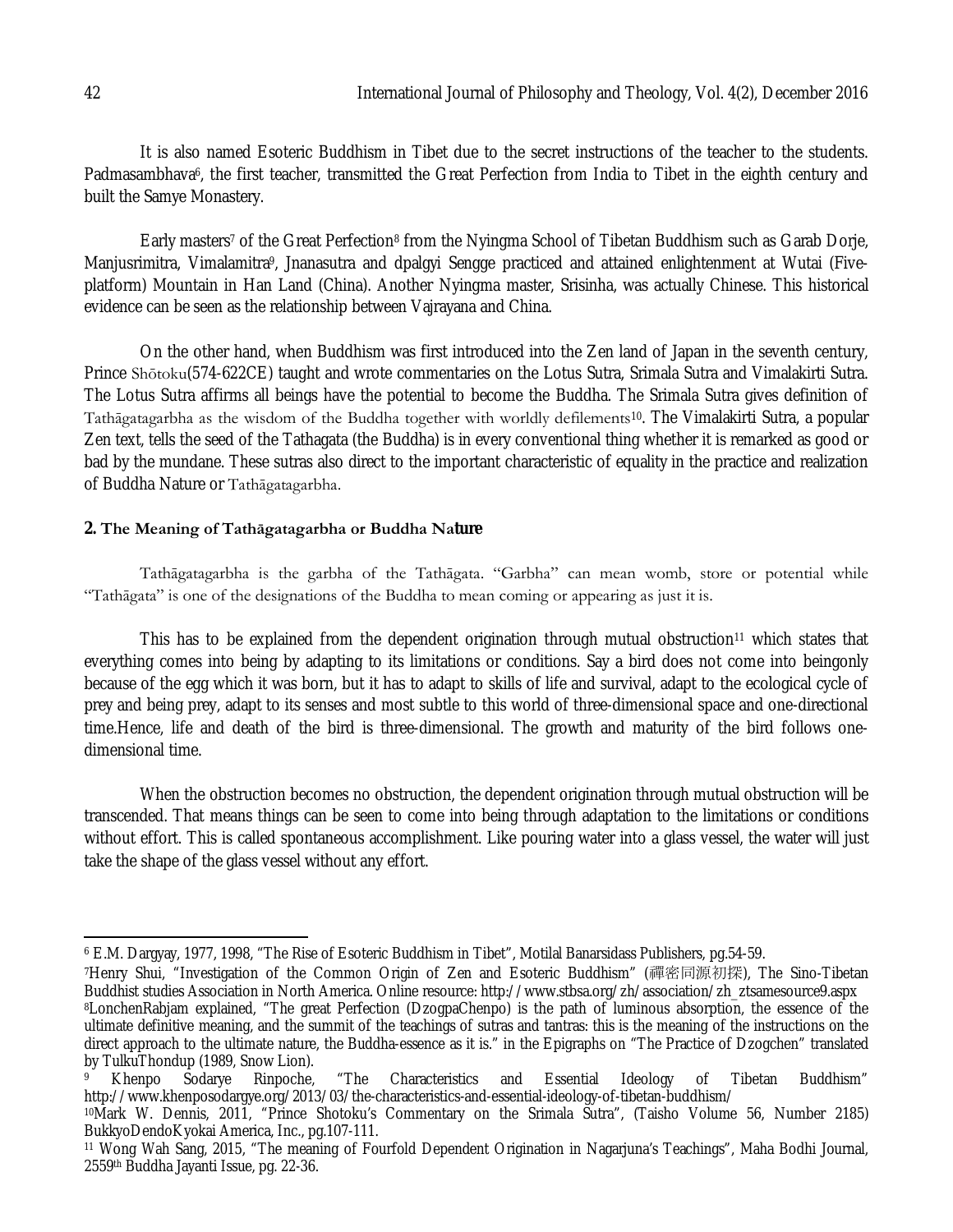It is also named Esoteric Buddhism in Tibet due to the secret instructions of the teacher to the students. Padmasambhava[6], the first teacher, transmitted the Great Perfection from India to Tibet in the eighth century and built the Samye Monastery.

Early masters[7] of the Great Perfection[8] from the Nyingma School of Tibetan Buddhism such as Garab Dorje, Manjusrimitra, Vimalamitra[9], Jnanasutra and dpalgyi Sengge practiced and attained enlightenment at Wutai (Five-platform) Mountain in Han Land (China). Another Nyingma master, Srisinha, was actually Chinese. This historical evidence can be seen as the relationship between Vajrayana and China.

On the other hand, when Buddhism was first introduced into the Zen land of Japan in the seventh century, Prince Shōtoku(574-622CE) taught and wrote commentaries on the Lotus Sutra, Srimala Sutra and Vimalakirti Sutra. The Lotus Sutra affirms all beings have the potential to become the Buddha. The Srimala Sutra gives definition of Tathāgatagarbha as the wisdom of the Buddha together with worldly defilements[10]. The Vimalakirti Sutra, a popular Zen text, tells the seed of the Tathagata (the Buddha) is in every conventional thing whether it is remarked as good or bad by the mundane. These sutras also direct to the important characteristic of equality in the practice and realization of Buddha Nature or Tathāgatagarbha.

## 2. The Meaning of Tathāgatagarbha or Buddha Nature

Tathāgatagarbha is the garbha of the Tathāgata. "Garbha" can mean womb, store or potential while "Tathāgata" is one of the designations of the Buddha to mean coming or appearing as just it is.

This has to be explained from the dependent origination through mutual obstruction[11] which states that everything comes into being by adapting to its limitations or conditions. Say a bird does not come into beingonly because of the egg which it was born, but it has to adapt to skills of life and survival, adapt to the ecological cycle of prey and being prey, adapt to its senses and most subtle to this world of three-dimensional space and one-directional time.Hence, life and death of the bird is three-dimensional. The growth and maturity of the bird follows one-dimensional time.

When the obstruction becomes no obstruction, the dependent origination through mutual obstruction will be transcended. That means things can be seen to come into being through adaptation to the limitations or conditions without effort. This is called spontaneous accomplishment. Like pouring water into a glass vessel, the water will just take the shape of the glass vessel without any effort.

---

[6] E.M. Dargyay, 1977, 1998, "The Rise of Esoteric Buddhism in Tibet", Motilal Banarsidass Publishers, pg.54-59.

[7] Henry Shui, "Investigation of the Common Origin of Zen and Esoteric Buddhism" (禪密同源初探), The Sino-Tibetan Buddhist studies Association in North America. Online resource: http://www.stbsa.org/zh/association/zh_ztsamesource9.aspx

[8] LonchenRabjam explained, "The great Perfection (DzogpaChenpo) is the path of luminous absorption, the essence of the ultimate definitive meaning, and the summit of the teachings of sutras and tantras: this is the meaning of the instructions on the direct approach to the ultimate nature, the Buddha-essence as it is." in the Epigraphs on "The Practice of Dzogchen" translated by TulkuThondup (1989, Snow Lion).

[9] Khenpo Sodarye Rinpoche, "The Characteristics and Essential Ideology of Tibetan Buddhism" http://www.khenposodargye.org/2013/03/the-characteristics-and-essential-ideology-of-tibetan-buddhism/

[10] Mark W. Dennis, 2011, "Prince Shotoku's Commentary on the Srimala Sutra", (Taisho Volume 56, Number 2185) BukkyoDendoKyokai America, Inc., pg.107-111.

[11] Wong Wah Sang, 2015, "The meaning of Fourfold Dependent Origination in Nagarjuna's Teachings", Maha Bodhi Journal, 2559th Buddha Jayanti Issue, pg. 22-36.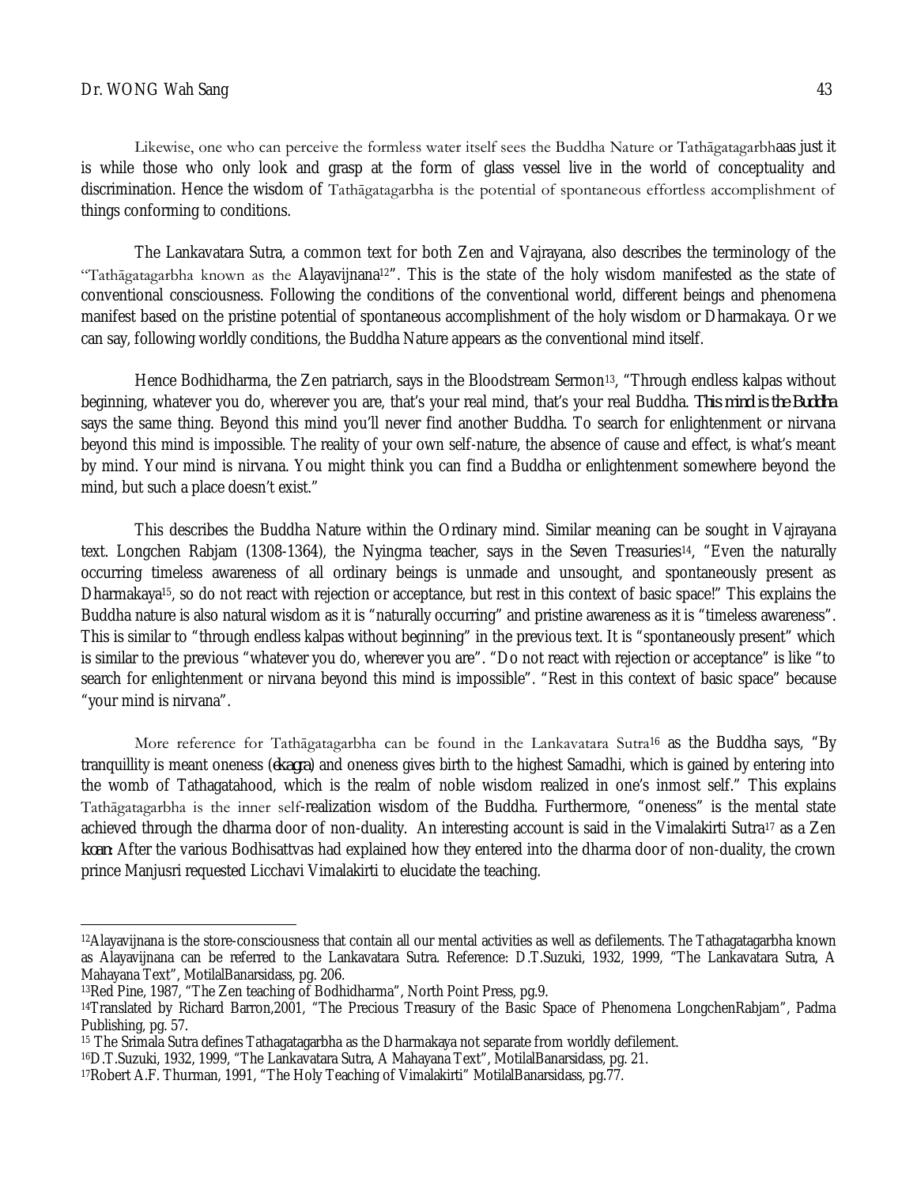Likewise, one who can perceive the formless water itself sees the Buddha Nature or Tathāgatagarbhaas just it is while those who only look and grasp at the form of glass vessel live in the world of conceptuality and discrimination. Hence the wisdom of Tathāgatagarbha is the potential of spontaneous effortless accomplishment of things conforming to conditions.

The Lankavatara Sutra, a common text for both Zen and Vajrayana, also describes the terminology of the "Tathāgatagarbha known as the Alayavijnana[12]". This is the state of the holy wisdom manifested as the state of conventional consciousness. Following the conditions of the conventional world, different beings and phenomena manifest based on the pristine potential of spontaneous accomplishment of the holy wisdom or Dharmakaya. Or we can say, following worldly conditions, the Buddha Nature appears as the conventional mind itself.

Hence Bodhidharma, the Zen patriarch, says in the Bloodstream Sermon[13], "Through endless kalpas without beginning, whatever you do, wherever you are, that's your real mind, that's your real Buddha. *This mind is the Buddha* says the same thing. Beyond this mind you'll never find another Buddha. To search for enlightenment or nirvana beyond this mind is impossible. The reality of your own self-nature, the absence of cause and effect, is what's meant by mind. Your mind is nirvana. You might think you can find a Buddha or enlightenment somewhere beyond the mind, but such a place doesn't exist."

This describes the Buddha Nature within the Ordinary mind. Similar meaning can be sought in Vajrayana text. Longchen Rabjam (1308-1364), the Nyingma teacher, says in the Seven Treasuries[14], "Even the naturally occurring timeless awareness of all ordinary beings is unmade and unsought, and spontaneously present as Dharmakaya[15], so do not react with rejection or acceptance, but rest in this context of basic space!" This explains the Buddha nature is also natural wisdom as it is "naturally occurring" and pristine awareness as it is "timeless awareness". This is similar to "through endless kalpas without beginning" in the previous text. It is "spontaneously present" which is similar to the previous "whatever you do, wherever you are". "Do not react with rejection or acceptance" is like "to search for enlightenment or nirvana beyond this mind is impossible". "Rest in this context of basic space" because "your mind is nirvana".

More reference for Tathāgatagarbha can be found in the Lankavatara Sutra[16] as the Buddha says, "By tranquillity is meant oneness (*ekagra*) and oneness gives birth to the highest Samadhi, which is gained by entering into the womb of Tathagatahood, which is the realm of noble wisdom realized in one's inmost self." This explains Tathāgatagarbha is the inner self-realization wisdom of the Buddha. Furthermore, "oneness" is the mental state achieved through the dharma door of non-duality. An interesting account is said in the Vimalakirti Sutra[17] as a Zen *koan*: After the various Bodhisattvas had explained how they entered into the dharma door of non-duality, the crown prince Manjusri requested Licchavi Vimalakirti to elucidate the teaching.

---

[12] Alayavijnana is the store-consciousness that contain all our mental activities as well as defilements. The Tathagatagarbha known as Alayavijnana can be referred to the Lankavatara Sutra. Reference: D.T.Suzuki, 1932, 1999, "The Lankavatara Sutra, A Mahayana Text", MotilalBanarsidass, pg. 206.

[13] Red Pine, 1987, "The Zen teaching of Bodhidharma", North Point Press, pg.9.

[14] Translated by Richard Barron,2001, "The Precious Treasury of the Basic Space of Phenomena LongchenRabjam", Padma Publishing, pg. 57.

[15] The Srimala Sutra defines Tathagatagarbha as the Dharmakaya not separate from worldly defilement.

[16] D.T.Suzuki, 1932, 1999, "The Lankavatara Sutra, A Mahayana Text", MotilalBanarsidass, pg. 21.

[17] Robert A.F. Thurman, 1991, "The Holy Teaching of Vimalakirti" MotilalBanarsidass, pg.77.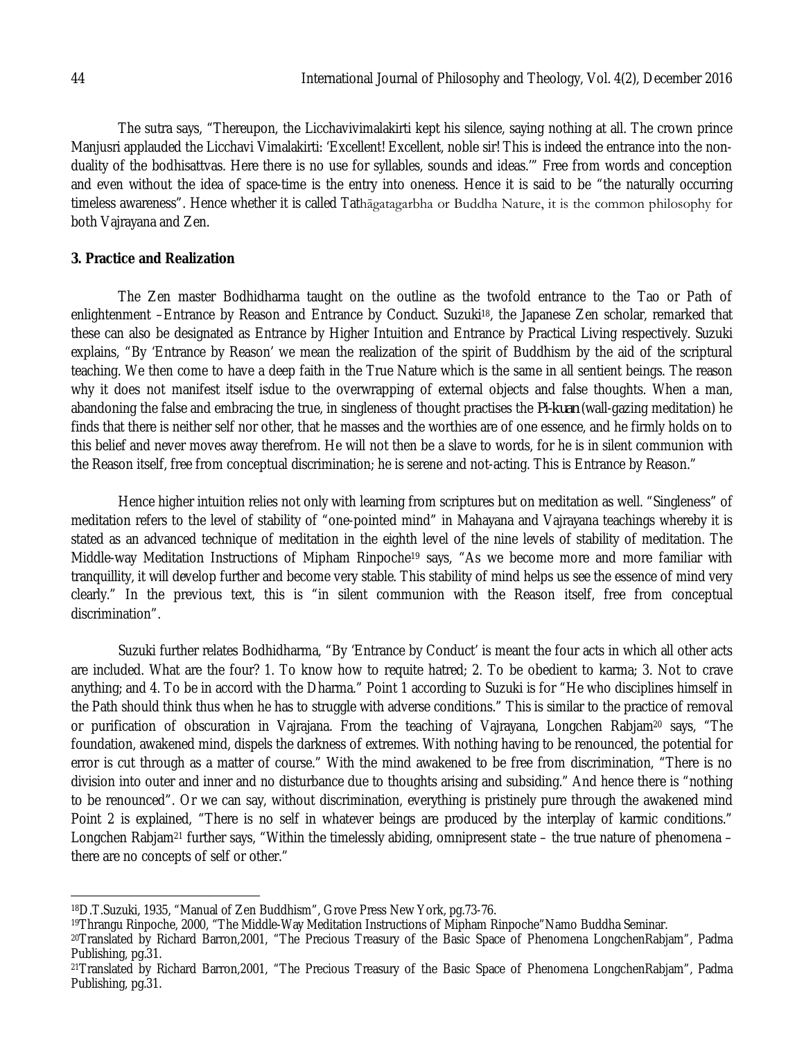The sutra says, "Thereupon, the Licchavivimalakirti kept his silence, saying nothing at all. The crown prince Manjusri applauded the Licchavi Vimalakirti: 'Excellent! Excellent, noble sir! This is indeed the entrance into the non-duality of the bodhisattvas. Here there is no use for syllables, sounds and ideas.'" Free from words and conception and even without the idea of space-time is the entry into oneness. Hence it is said to be "the naturally occurring timeless awareness". Hence whether it is called Tathāgatagarbha or Buddha Nature, it is the common philosophy for both Vajrayana and Zen.

**3. Practice and Realization**

The Zen master Bodhidharma taught on the outline as the twofold entrance to the Tao or Path of enlightenment –Entrance by Reason and Entrance by Conduct. Suzuki[18], the Japanese Zen scholar, remarked that these can also be designated as Entrance by Higher Intuition and Entrance by Practical Living respectively. Suzuki explains, "By 'Entrance by Reason' we mean the realization of the spirit of Buddhism by the aid of the scriptural teaching. We then come to have a deep faith in the True Nature which is the same in all sentient beings. The reason why it does not manifest itself isdue to the overwrapping of external objects and false thoughts. When a man, abandoning the false and embracing the true, in singleness of thought practises the *Pi-kuan* (wall-gazing meditation) he finds that there is neither self nor other, that he masses and the worthies are of one essence, and he firmly holds on to this belief and never moves away therefrom. He will not then be a slave to words, for he is in silent communion with the Reason itself, free from conceptual discrimination; he is serene and not-acting. This is Entrance by Reason."

Hence higher intuition relies not only with learning from scriptures but on meditation as well. "Singleness" of meditation refers to the level of stability of "one-pointed mind" in Mahayana and Vajrayana teachings whereby it is stated as an advanced technique of meditation in the eighth level of the nine levels of stability of meditation. The Middle-way Meditation Instructions of Mipham Rinpoche[19] says, "As we become more and more familiar with tranquillity, it will develop further and become very stable. This stability of mind helps us see the essence of mind very clearly." In the previous text, this is "in silent communion with the Reason itself, free from conceptual discrimination".

Suzuki further relates Bodhidharma, "By 'Entrance by Conduct' is meant the four acts in which all other acts are included. What are the four? 1. To know how to requite hatred; 2. To be obedient to karma; 3. Not to crave anything; and 4. To be in accord with the Dharma." Point 1 according to Suzuki is for "He who disciplines himself in the Path should think thus when he has to struggle with adverse conditions." This is similar to the practice of removal or purification of obscuration in Vajrajana. From the teaching of Vajrayana, Longchen Rabjam[20] says, "The foundation, awakened mind, dispels the darkness of extremes. With nothing having to be renounced, the potential for error is cut through as a matter of course." With the mind awakened to be free from discrimination, "There is no division into outer and inner and no disturbance due to thoughts arising and subsiding." And hence there is "nothing to be renounced". Or we can say, without discrimination, everything is pristinely pure through the awakened mind Point 2 is explained, "There is no self in whatever beings are produced by the interplay of karmic conditions." Longchen Rabjam[21] further says, "Within the timelessly abiding, omnipresent state – the true nature of phenomena – there are no concepts of self or other."

---

[18]D.T.Suzuki, 1935, "Manual of Zen Buddhism", Grove Press New York, pg.73-76.

[19]Thrangu Rinpoche, 2000, "The Middle-Way Meditation Instructions of Mipham Rinpoche"Namo Buddha Seminar.

[20]Translated by Richard Barron,2001, "The Precious Treasury of the Basic Space of Phenomena LongchenRabjam", Padma Publishing, pg.31.

[21]Translated by Richard Barron,2001, "The Precious Treasury of the Basic Space of Phenomena LongchenRabjam", Padma Publishing, pg.31.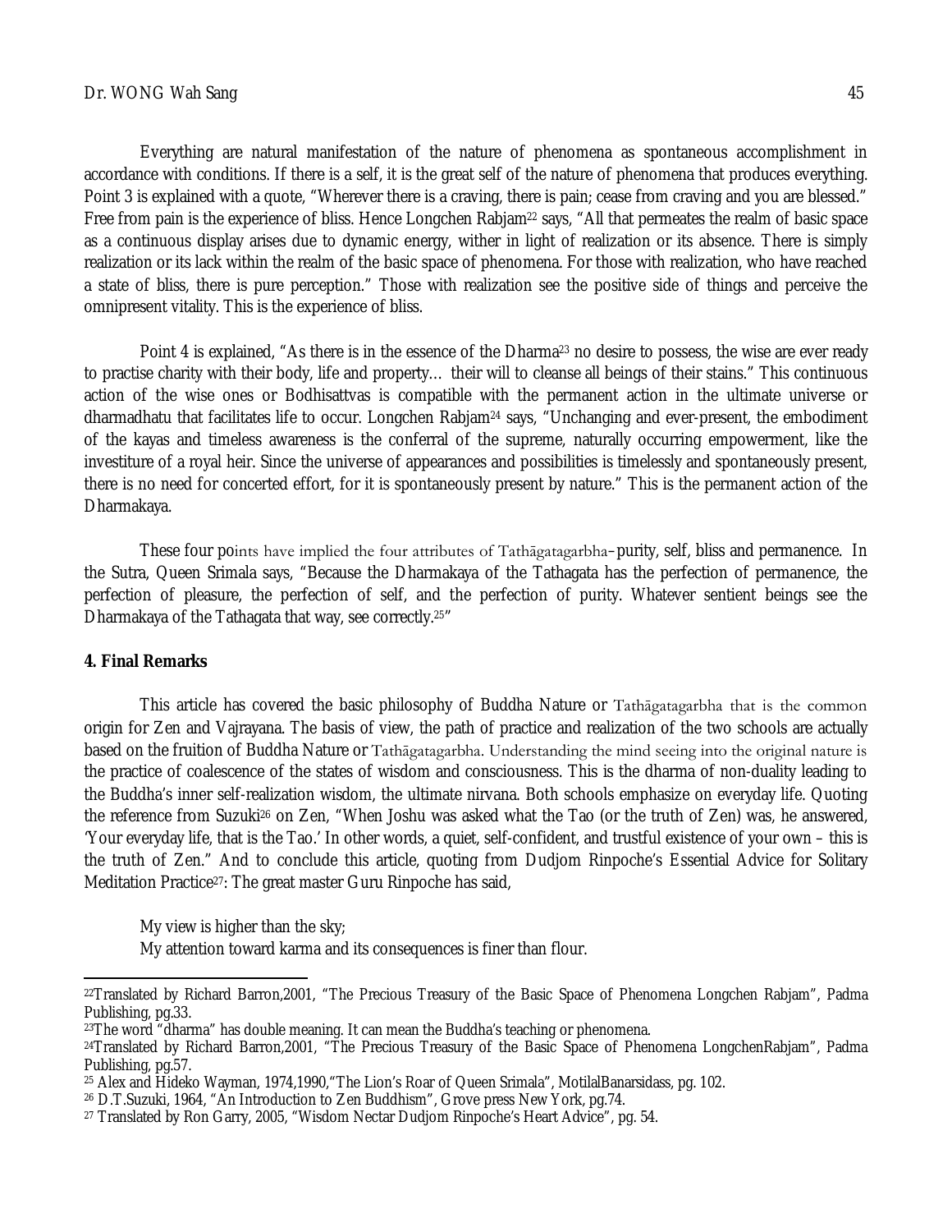Everything are natural manifestation of the nature of phenomena as spontaneous accomplishment in accordance with conditions. If there is a self, it is the great self of the nature of phenomena that produces everything. Point 3 is explained with a quote, "Wherever there is a craving, there is pain; cease from craving and you are blessed." Free from pain is the experience of bliss. Hence Longchen Rabjam[22] says, "All that permeates the realm of basic space as a continuous display arises due to dynamic energy, wither in light of realization or its absence. There is simply realization or its lack within the realm of the basic space of phenomena. For those with realization, who have reached a state of bliss, there is pure perception." Those with realization see the positive side of things and perceive the omnipresent vitality. This is the experience of bliss.

Point 4 is explained, "As there is in the essence of the Dharma[23] no desire to possess, the wise are ever ready to practise charity with their body, life and property… their will to cleanse all beings of their stains." This continuous action of the wise ones or Bodhisattvas is compatible with the permanent action in the ultimate universe or dharmadhatu that facilitates life to occur. Longchen Rabjam[24] says, "Unchanging and ever-present, the embodiment of the kayas and timeless awareness is the conferral of the supreme, naturally occurring empowerment, like the investiture of a royal heir. Since the universe of appearances and possibilities is timelessly and spontaneously present, there is no need for concerted effort, for it is spontaneously present by nature." This is the permanent action of the Dharmakaya.

These four points have implied the four attributes of Tathāgatagarbha–purity, self, bliss and permanence. In the Sutra, Queen Srimala says, "Because the Dharmakaya of the Tathagata has the perfection of permanence, the perfection of pleasure, the perfection of self, and the perfection of purity. Whatever sentient beings see the Dharmakaya of the Tathagata that way, see correctly.[25]"

**4. Final Remarks**

This article has covered the basic philosophy of Buddha Nature or Tathāgatagarbha that is the common origin for Zen and Vajrayana. The basis of view, the path of practice and realization of the two schools are actually based on the fruition of Buddha Nature or Tathāgatagarbha. Understanding the mind seeing into the original nature is the practice of coalescence of the states of wisdom and consciousness. This is the dharma of non-duality leading to the Buddha's inner self-realization wisdom, the ultimate nirvana. Both schools emphasize on everyday life. Quoting the reference from Suzuki[26] on Zen, "When Joshu was asked what the Tao (or the truth of Zen) was, he answered, 'Your everyday life, that is the Tao.' In other words, a quiet, self-confident, and trustful existence of your own – this is the truth of Zen." And to conclude this article, quoting from Dudjom Rinpoche's Essential Advice for Solitary Meditation Practice[27]: The great master Guru Rinpoche has said,

> My view is higher than the sky;
> My attention toward karma and its consequences is finer than flour.

---

[22] Translated by Richard Barron,2001, "The Precious Treasury of the Basic Space of Phenomena Longchen Rabjam", Padma Publishing, pg.33.

[23] The word "dharma" has double meaning. It can mean the Buddha's teaching or phenomena.

[24] Translated by Richard Barron,2001, "The Precious Treasury of the Basic Space of Phenomena LongchenRabjam", Padma Publishing, pg.57.

[25] Alex and Hideko Wayman, 1974,1990,"The Lion's Roar of Queen Srimala", MotilalBanarsidass, pg. 102.

[26] D.T.Suzuki, 1964, "An Introduction to Zen Buddhism", Grove press New York, pg.74.

[27] Translated by Ron Garry, 2005, "Wisdom Nectar Dudjom Rinpoche's Heart Advice", pg. 54.